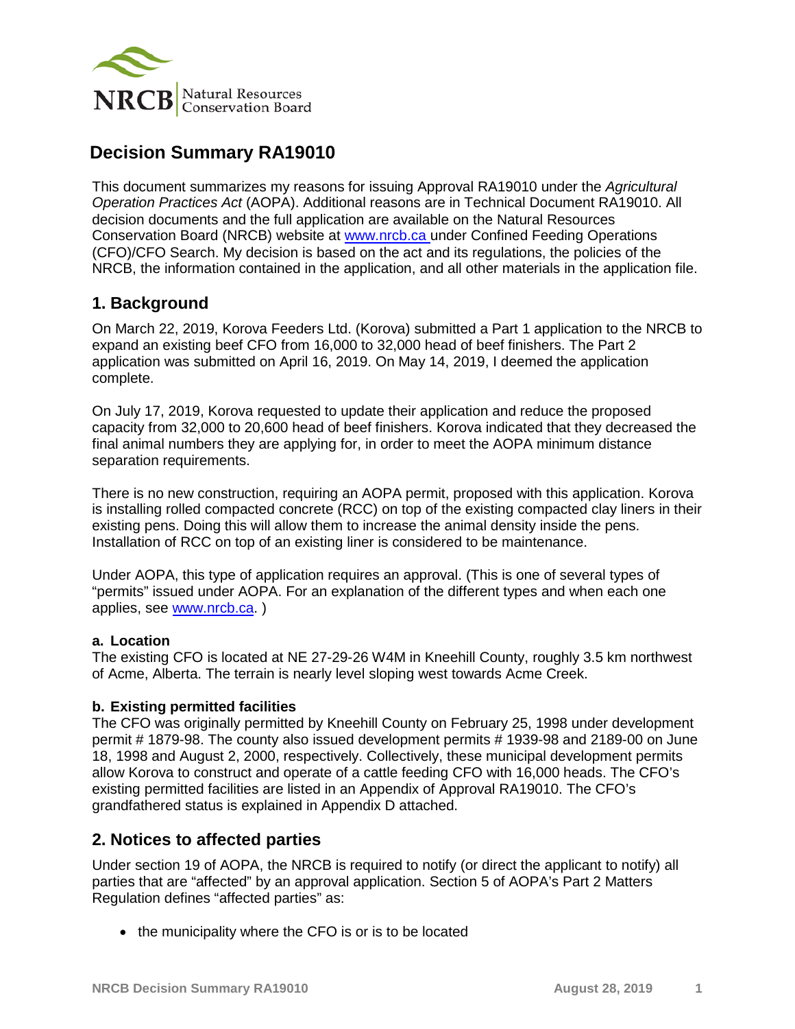# Decision Summary RA19010

This document summarizes my reasons for issuing Approval RA19010 under the *Agricultural Operation Practices Act* (AOPA). Additional reasons are in Technical Document RA19010. All decision documents and the full application are available on the Natural Resources Conservation Board (NRCB) website at www.nrcb.ca under Confined Feeding Operations (CFO)/CFO Search. My decision is based on the act and its regulations, the policies of the NRCB, the information contained in the application, and all other materials in the application file.

## 1. Background

On March 22, 2019, Korova Feeders Ltd. (Korova) submitted a Part 1 application to the NRCB to expand an existing beef CFO from 16,000 to 32,000 head of beef finishers. The Part 2 application was submitted on April 16, 2019. On May 14, 2019, I deemed the application complete.

On July 17, 2019, Korova requested to update their application and reduce the proposed capacity from 32,000 to 20,600 head of beef finishers. Korova indicated that they decreased the final animal numbers they are applying for, in order to meet the AOPA minimum distance separation requirements.

There is no new construction, requiring an AOPA permit, proposed with this application. Korova is installing rolled compacted concrete (RCC) on top of the existing compacted clay liners in their existing pens. Doing this will allow them to increase the animal density inside the pens. Installation of RCC on top of an existing liner is considered to be maintenance.

Under AOPA, this type of application requires an approval. (This is one of several types of "permits" issued under AOPA. For an explanation of the different types and when each one applies, see www.nrcb.ca. )

### a. Location

The existing CFO is located at NE 27-29-26 W4M in Kneehill County, roughly 3.5 km northwest of Acme, Alberta. The terrain is nearly level sloping west towards Acme Creek.

### b. Existing permitted facilities

The CFO was originally permitted by Kneehill County on February 25, 1998 under development permit # 1879-98. The county also issued development permits # 1939-98 and 2189-00 on June 18, 1998 and August 2, 2000, respectively. Collectively, these municipal development permits allow Korova to construct and operate of a cattle feeding CFO with 16,000 heads. The CFO's existing permitted facilities are listed in an Appendix of Approval RA19010. The CFO's grandfathered status is explained in Appendix D attached.

## 2. Notices to affected parties

Under section 19 of AOPA, the NRCB is required to notify (or direct the applicant to notify) all parties that are "affected" by an approval application. Section 5 of AOPA's Part 2 Matters Regulation defines "affected parties" as:

- the municipality where the CFO is or is to be located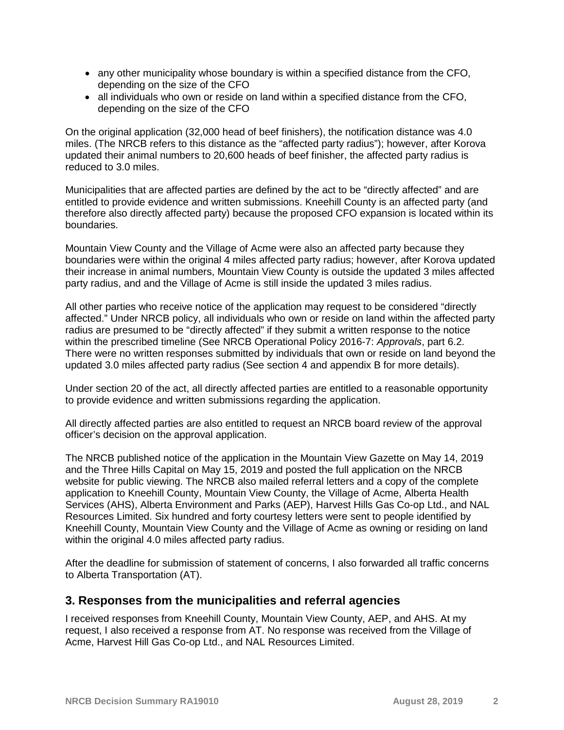- any other municipality whose boundary is within a specified distance from the CFO, depending on the size of the CFO
- all individuals who own or reside on land within a specified distance from the CFO, depending on the size of the CFO

On the original application (32,000 head of beef finishers), the notification distance was 4.0 miles. (The NRCB refers to this distance as the "affected party radius"); however, after Korova updated their animal numbers to 20,600 heads of beef finisher, the affected party radius is reduced to 3.0 miles.

Municipalities that are affected parties are defined by the act to be "directly affected" and are entitled to provide evidence and written submissions. Kneehill County is an affected party (and therefore also directly affected party) because the proposed CFO expansion is located within its boundaries.

Mountain View County and the Village of Acme were also an affected party because they boundaries were within the original 4 miles affected party radius; however, after Korova updated their increase in animal numbers, Mountain View County is outside the updated 3 miles affected party radius, and and the Village of Acme is still inside the updated 3 miles radius.

All other parties who receive notice of the application may request to be considered "directly affected." Under NRCB policy, all individuals who own or reside on land within the affected party radius are presumed to be "directly affected" if they submit a written response to the notice within the prescribed timeline (See NRCB Operational Policy 2016-7: *Approvals*, part 6.2. There were no written responses submitted by individuals that own or reside on land beyond the updated 3.0 miles affected party radius (See section 4 and appendix B for more details).

Under section 20 of the act, all directly affected parties are entitled to a reasonable opportunity to provide evidence and written submissions regarding the application.

All directly affected parties are also entitled to request an NRCB board review of the approval officer's decision on the approval application.

The NRCB published notice of the application in the Mountain View Gazette on May 14, 2019 and the Three Hills Capital on May 15, 2019 and posted the full application on the NRCB website for public viewing. The NRCB also mailed referral letters and a copy of the complete application to Kneehill County, Mountain View County, the Village of Acme, Alberta Health Services (AHS), Alberta Environment and Parks (AEP), Harvest Hills Gas Co-op Ltd., and NAL Resources Limited. Six hundred and forty courtesy letters were sent to people identified by Kneehill County, Mountain View County and the Village of Acme as owning or residing on land within the original 4.0 miles affected party radius.

After the deadline for submission of statement of concerns, I also forwarded all traffic concerns to Alberta Transportation (AT).

## 3. Responses from the municipalities and referral agencies

I received responses from Kneehill County, Mountain View County, AEP, and AHS. At my request, I also received a response from AT. No response was received from the Village of Acme, Harvest Hill Gas Co-op Ltd., and NAL Resources Limited.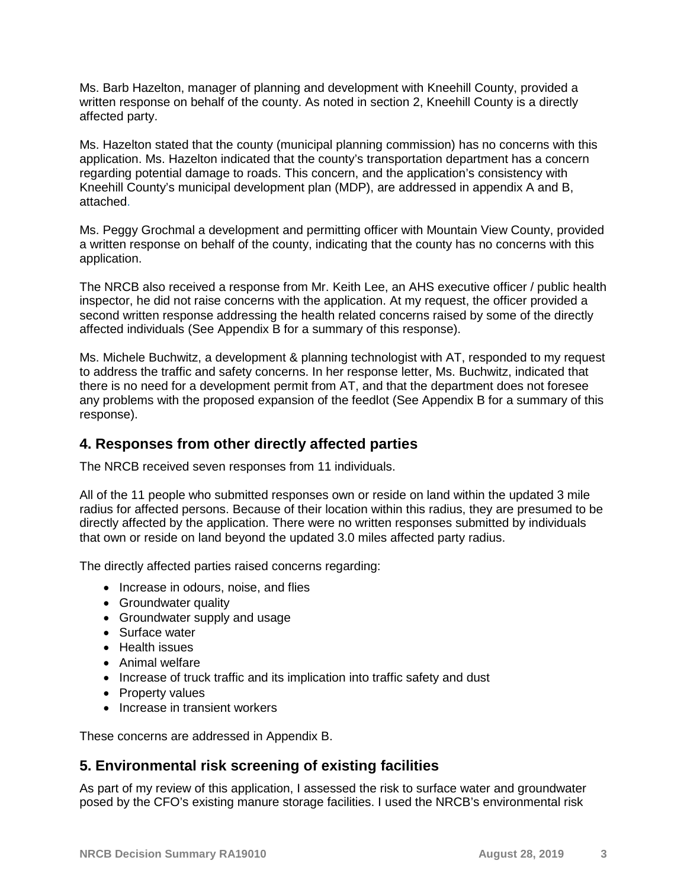Ms. Barb Hazelton, manager of planning and development with Kneehill County, provided a written response on behalf of the county. As noted in section 2, Kneehill County is a directly affected party.

Ms. Hazelton stated that the county (municipal planning commission) has no concerns with this application. Ms. Hazelton indicated that the county's transportation department has a concern regarding potential damage to roads. This concern, and the application's consistency with Kneehill County's municipal development plan (MDP), are addressed in appendix A and B, attached.

Ms. Peggy Grochmal a development and permitting officer with Mountain View County, provided a written response on behalf of the county, indicating that the county has no concerns with this application.

The NRCB also received a response from Mr. Keith Lee, an AHS executive officer / public health inspector, he did not raise concerns with the application. At my request, the officer provided a second written response addressing the health related concerns raised by some of the directly affected individuals (See Appendix B for a summary of this response).

Ms. Michele Buchwitz, a development & planning technologist with AT, responded to my request to address the traffic and safety concerns. In her response letter, Ms. Buchwitz, indicated that there is no need for a development permit from AT, and that the department does not foresee any problems with the proposed expansion of the feedlot (See Appendix B for a summary of this response).

## 4. Responses from other directly affected parties

The NRCB received seven responses from 11 individuals.

All of the 11 people who submitted responses own or reside on land within the updated 3 mile radius for affected persons. Because of their location within this radius, they are presumed to be directly affected by the application. There were no written responses submitted by individuals that own or reside on land beyond the updated 3.0 miles affected party radius.

The directly affected parties raised concerns regarding:

- Increase in odours, noise, and flies
- Groundwater quality
- Groundwater supply and usage
- Surface water
- Health issues
- Animal welfare
- Increase of truck traffic and its implication into traffic safety and dust
- Property values
- Increase in transient workers

These concerns are addressed in Appendix B.

## 5. Environmental risk screening of existing facilities

As part of my review of this application, I assessed the risk to surface water and groundwater posed by the CFO's existing manure storage facilities. I used the NRCB's environmental risk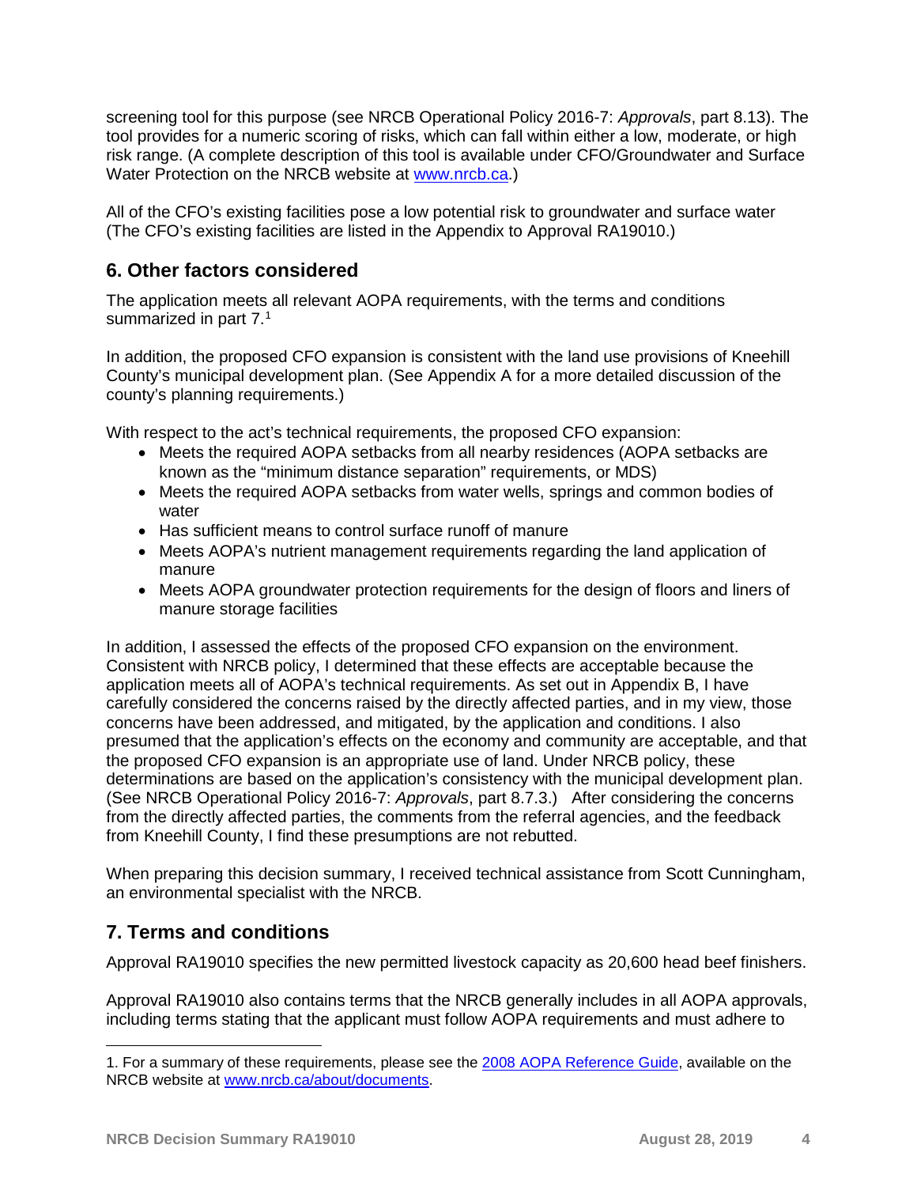screening tool for this purpose (see NRCB Operational Policy 2016-7: *Approvals*, part 8.13). The tool provides for a numeric scoring of risks, which can fall within either a low, moderate, or high risk range. (A complete description of this tool is available under CFO/Groundwater and Surface Water Protection on the NRCB website at [www.nrcb.ca](www.nrcb.ca).)

All of the CFO's existing facilities pose a low potential risk to groundwater and surface water (The CFO's existing facilities are listed in the Appendix to Approval RA19010.)

## 6. Other factors considered

The application meets all relevant AOPA requirements, with the terms and conditions summarized in part 7.[1]

In addition, the proposed CFO expansion is consistent with the land use provisions of Kneehill County's municipal development plan. (See Appendix A for a more detailed discussion of the county's planning requirements.)

With respect to the act's technical requirements, the proposed CFO expansion:

- Meets the required AOPA setbacks from all nearby residences (AOPA setbacks are known as the "minimum distance separation" requirements, or MDS)
- Meets the required AOPA setbacks from water wells, springs and common bodies of water
- Has sufficient means to control surface runoff of manure
- Meets AOPA's nutrient management requirements regarding the land application of manure
- Meets AOPA groundwater protection requirements for the design of floors and liners of manure storage facilities

In addition, I assessed the effects of the proposed CFO expansion on the environment. Consistent with NRCB policy, I determined that these effects are acceptable because the application meets all of AOPA's technical requirements. As set out in Appendix B, I have carefully considered the concerns raised by the directly affected parties, and in my view, those concerns have been addressed, and mitigated, by the application and conditions. I also presumed that the application's effects on the economy and community are acceptable, and that the proposed CFO expansion is an appropriate use of land. Under NRCB policy, these determinations are based on the application's consistency with the municipal development plan. (See NRCB Operational Policy 2016-7: *Approvals*, part 8.7.3.) After considering the concerns from the directly affected parties, the comments from the referral agencies, and the feedback from Kneehill County, I find these presumptions are not rebutted.

When preparing this decision summary, I received technical assistance from Scott Cunningham, an environmental specialist with the NRCB.

## 7. Terms and conditions

Approval RA19010 specifies the new permitted livestock capacity as 20,600 head beef finishers.

Approval RA19010 also contains terms that the NRCB generally includes in all AOPA approvals, including terms stating that the applicant must follow AOPA requirements and must adhere to

---

1. For a summary of these requirements, please see the [2008 AOPA Reference Guide](2008 AOPA Reference Guide), available on the NRCB website at [www.nrcb.ca/about/documents](www.nrcb.ca/about/documents).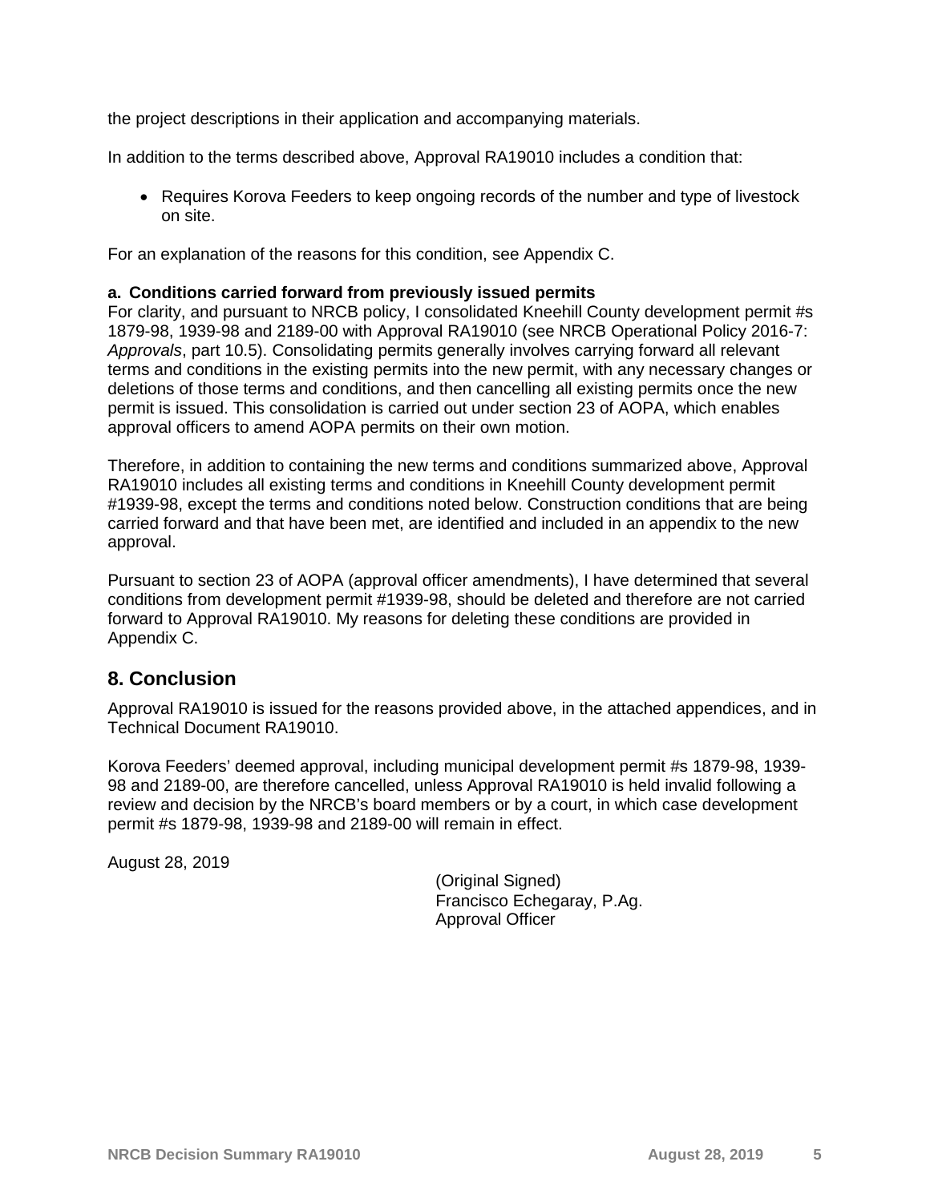the project descriptions in their application and accompanying materials.

In addition to the terms described above, Approval RA19010 includes a condition that:

- Requires Korova Feeders to keep ongoing records of the number and type of livestock on site.

For an explanation of the reasons for this condition, see Appendix C.

**a. Conditions carried forward from previously issued permits**

For clarity, and pursuant to NRCB policy, I consolidated Kneehill County development permit #s 1879-98, 1939-98 and 2189-00 with Approval RA19010 (see NRCB Operational Policy 2016-7: *Approvals*, part 10.5). Consolidating permits generally involves carrying forward all relevant terms and conditions in the existing permits into the new permit, with any necessary changes or deletions of those terms and conditions, and then cancelling all existing permits once the new permit is issued. This consolidation is carried out under section 23 of AOPA, which enables approval officers to amend AOPA permits on their own motion.

Therefore, in addition to containing the new terms and conditions summarized above, Approval RA19010 includes all existing terms and conditions in Kneehill County development permit #1939-98, except the terms and conditions noted below. Construction conditions that are being carried forward and that have been met, are identified and included in an appendix to the new approval.

Pursuant to section 23 of AOPA (approval officer amendments), I have determined that several conditions from development permit #1939-98, should be deleted and therefore are not carried forward to Approval RA19010. My reasons for deleting these conditions are provided in Appendix C.

## 8. Conclusion

Approval RA19010 is issued for the reasons provided above, in the attached appendices, and in Technical Document RA19010.

Korova Feeders' deemed approval, including municipal development permit #s 1879-98, 1939-98 and 2189-00, are therefore cancelled, unless Approval RA19010 is held invalid following a review and decision by the NRCB's board members or by a court, in which case development permit #s 1879-98, 1939-98 and 2189-00 will remain in effect.

August 28, 2019

(Original Signed)
Francisco Echegaray, P.Ag.
Approval Officer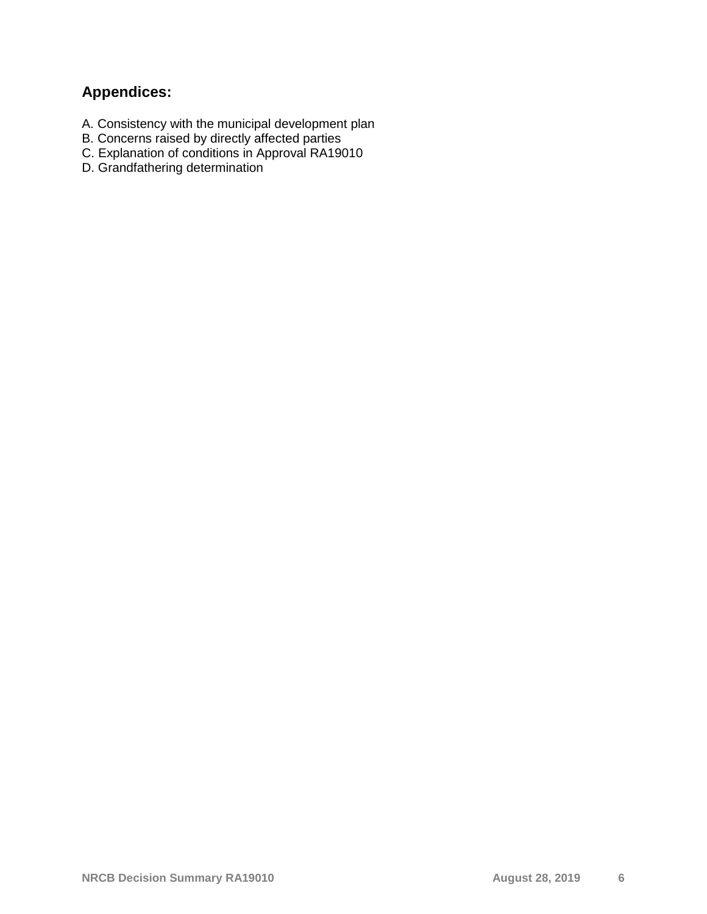## Appendices:

A. Consistency with the municipal development plan
B. Concerns raised by directly affected parties
C. Explanation of conditions in Approval RA19010
D. Grandfathering determination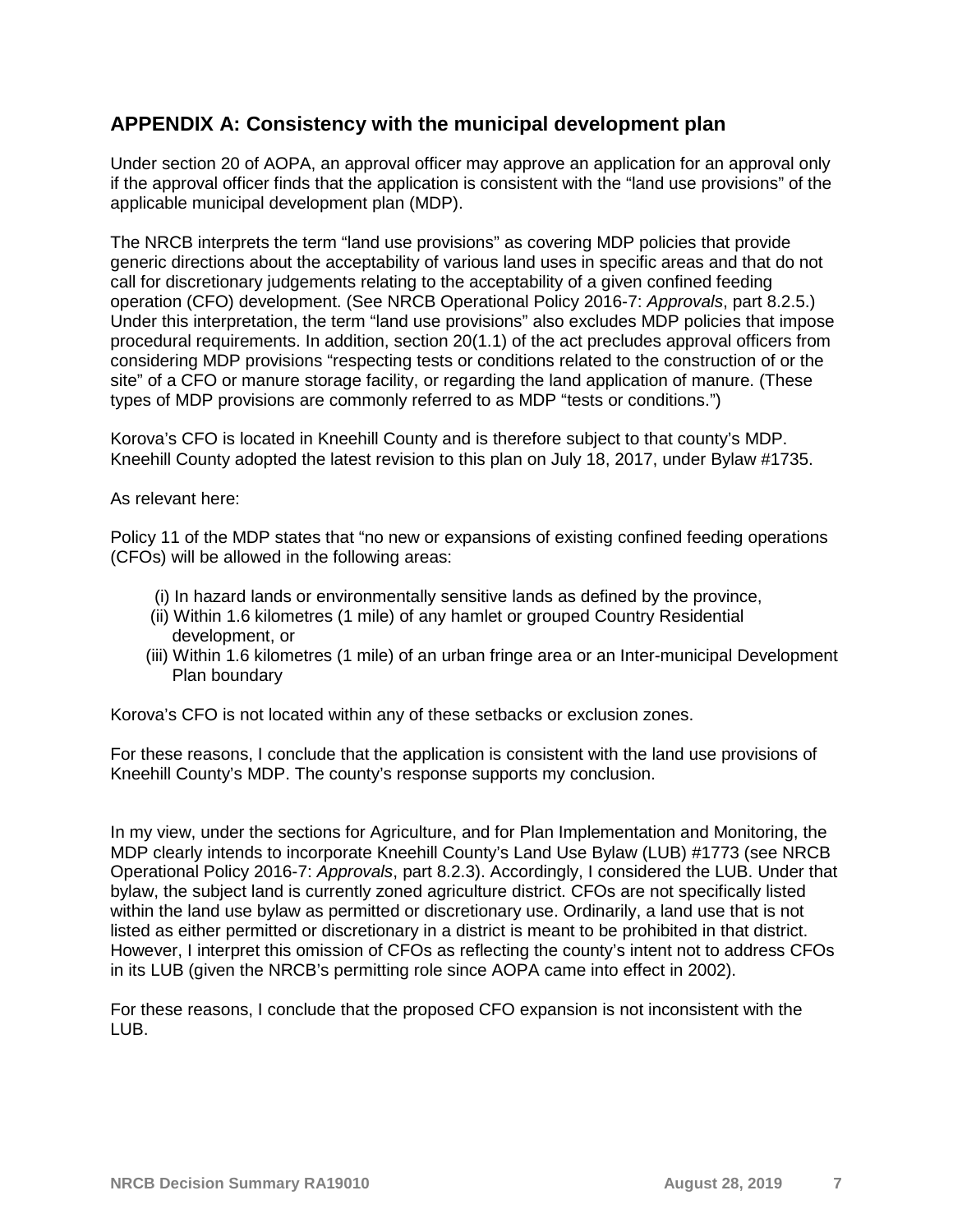## APPENDIX A: Consistency with the municipal development plan

Under section 20 of AOPA, an approval officer may approve an application for an approval only if the approval officer finds that the application is consistent with the "land use provisions" of the applicable municipal development plan (MDP).

The NRCB interprets the term "land use provisions" as covering MDP policies that provide generic directions about the acceptability of various land uses in specific areas and that do not call for discretionary judgements relating to the acceptability of a given confined feeding operation (CFO) development. (See NRCB Operational Policy 2016-7: *Approvals*, part 8.2.5.) Under this interpretation, the term "land use provisions" also excludes MDP policies that impose procedural requirements. In addition, section 20(1.1) of the act precludes approval officers from considering MDP provisions "respecting tests or conditions related to the construction of or the site" of a CFO or manure storage facility, or regarding the land application of manure. (These types of MDP provisions are commonly referred to as MDP "tests or conditions.")

Korova's CFO is located in Kneehill County and is therefore subject to that county's MDP. Kneehill County adopted the latest revision to this plan on July 18, 2017, under Bylaw #1735.

As relevant here:

Policy 11 of the MDP states that "no new or expansions of existing confined feeding operations (CFOs) will be allowed in the following areas:

(i) In hazard lands or environmentally sensitive lands as defined by the province,
(ii) Within 1.6 kilometres (1 mile) of any hamlet or grouped Country Residential development, or
(iii) Within 1.6 kilometres (1 mile) of an urban fringe area or an Inter-municipal Development Plan boundary

Korova's CFO is not located within any of these setbacks or exclusion zones.

For these reasons, I conclude that the application is consistent with the land use provisions of Kneehill County's MDP. The county's response supports my conclusion.

In my view, under the sections for Agriculture, and for Plan Implementation and Monitoring, the MDP clearly intends to incorporate Kneehill County's Land Use Bylaw (LUB) #1773 (see NRCB Operational Policy 2016-7: *Approvals*, part 8.2.3). Accordingly, I considered the LUB. Under that bylaw, the subject land is currently zoned agriculture district. CFOs are not specifically listed within the land use bylaw as permitted or discretionary use. Ordinarily, a land use that is not listed as either permitted or discretionary in a district is meant to be prohibited in that district. However, I interpret this omission of CFOs as reflecting the county's intent not to address CFOs in its LUB (given the NRCB's permitting role since AOPA came into effect in 2002).

For these reasons, I conclude that the proposed CFO expansion is not inconsistent with the LUB.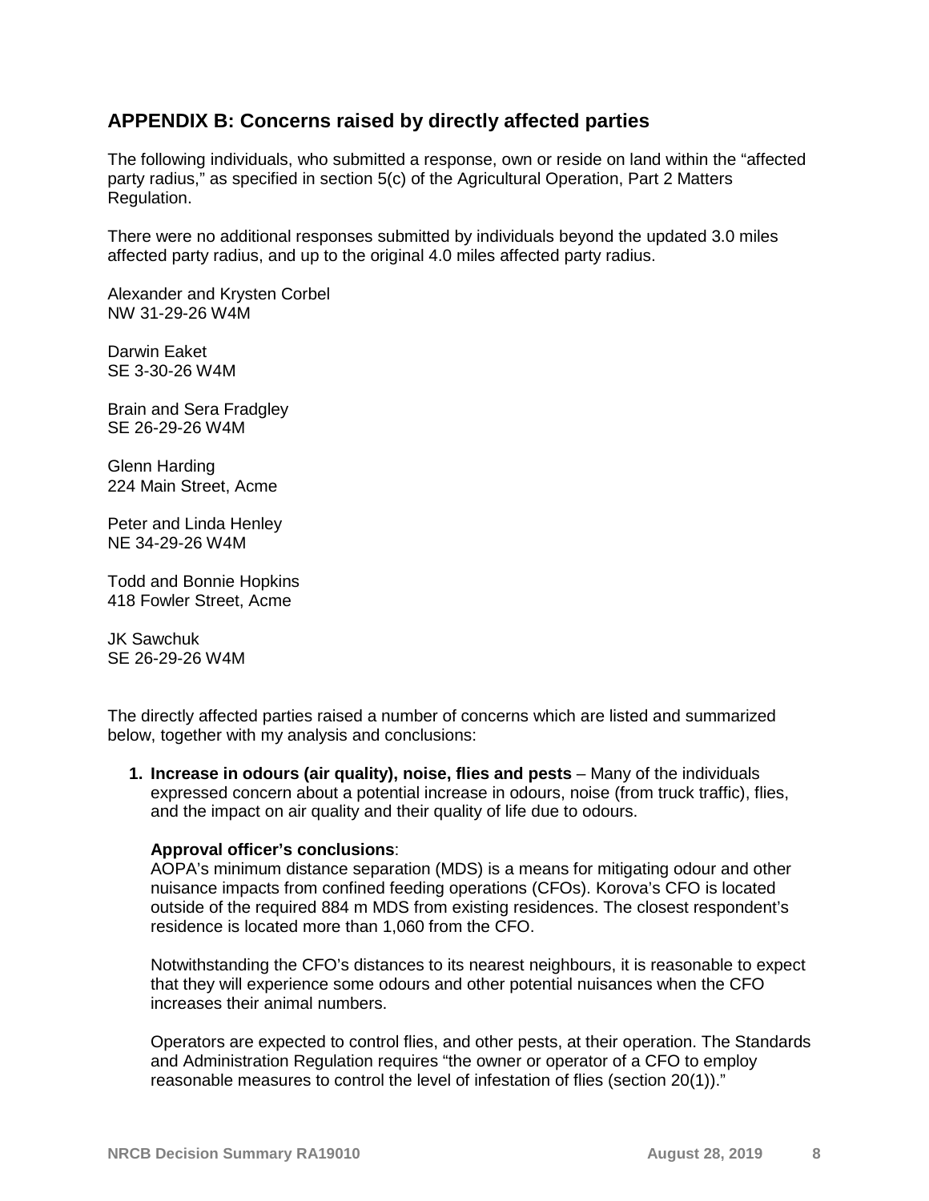## APPENDIX B: Concerns raised by directly affected parties

The following individuals, who submitted a response, own or reside on land within the "affected party radius," as specified in section 5(c) of the Agricultural Operation, Part 2 Matters Regulation.

There were no additional responses submitted by individuals beyond the updated 3.0 miles affected party radius, and up to the original 4.0 miles affected party radius.

Alexander and Krysten Corbel
NW 31-29-26 W4M

Darwin Eaket
SE 3-30-26 W4M

Brain and Sera Fradgley
SE 26-29-26 W4M

Glenn Harding
224 Main Street, Acme

Peter and Linda Henley
NE 34-29-26 W4M

Todd and Bonnie Hopkins
418 Fowler Street, Acme

JK Sawchuk
SE 26-29-26 W4M

The directly affected parties raised a number of concerns which are listed and summarized below, together with my analysis and conclusions:

1. **Increase in odours (air quality), noise, flies and pests** – Many of the individuals expressed concern about a potential increase in odours, noise (from truck traffic), flies, and the impact on air quality and their quality of life due to odours.

   **Approval officer's conclusions**:
   AOPA's minimum distance separation (MDS) is a means for mitigating odour and other nuisance impacts from confined feeding operations (CFOs). Korova's CFO is located outside of the required 884 m MDS from existing residences. The closest respondent's residence is located more than 1,060 from the CFO.

   Notwithstanding the CFO's distances to its nearest neighbours, it is reasonable to expect that they will experience some odours and other potential nuisances when the CFO increases their animal numbers.

   Operators are expected to control flies, and other pests, at their operation. The Standards and Administration Regulation requires "the owner or operator of a CFO to employ reasonable measures to control the level of infestation of flies (section 20(1))."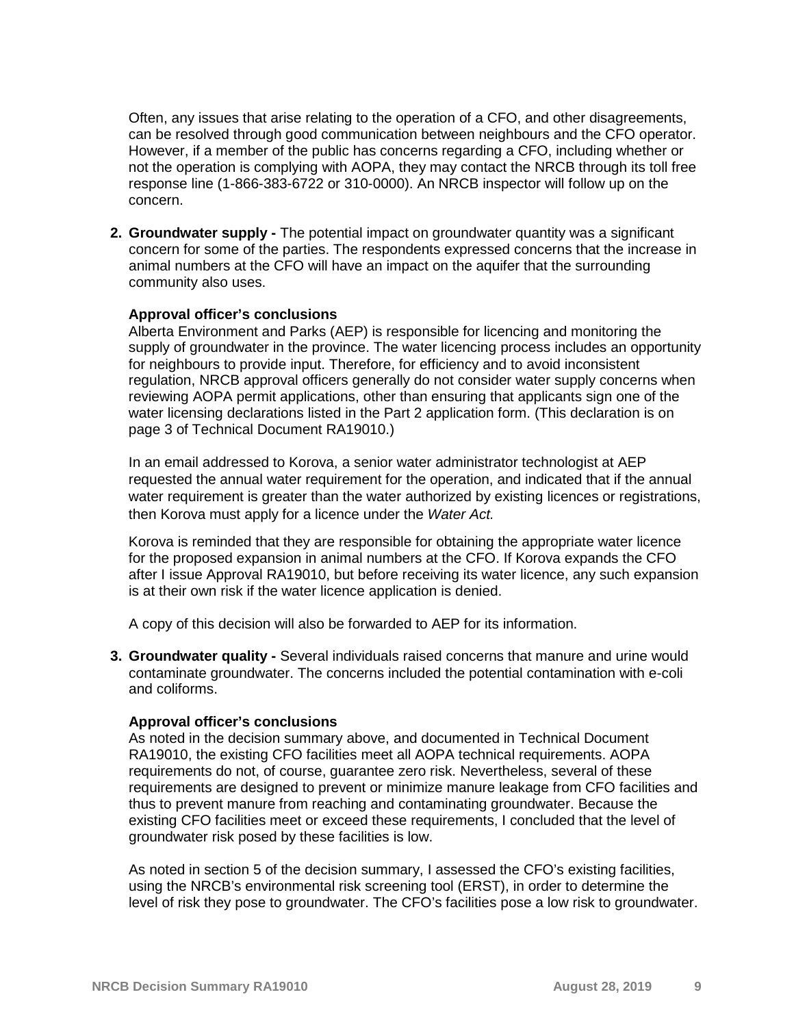Often, any issues that arise relating to the operation of a CFO, and other disagreements, can be resolved through good communication between neighbours and the CFO operator. However, if a member of the public has concerns regarding a CFO, including whether or not the operation is complying with AOPA, they may contact the NRCB through its toll free response line (1-866-383-6722 or 310-0000). An NRCB inspector will follow up on the concern.

2. **Groundwater supply -** The potential impact on groundwater quantity was a significant concern for some of the parties. The respondents expressed concerns that the increase in animal numbers at the CFO will have an impact on the aquifer that the surrounding community also uses.

   **Approval officer's conclusions**
   Alberta Environment and Parks (AEP) is responsible for licencing and monitoring the supply of groundwater in the province. The water licencing process includes an opportunity for neighbours to provide input. Therefore, for efficiency and to avoid inconsistent regulation, NRCB approval officers generally do not consider water supply concerns when reviewing AOPA permit applications, other than ensuring that applicants sign one of the water licensing declarations listed in the Part 2 application form. (This declaration is on page 3 of Technical Document RA19010.)

   In an email addressed to Korova, a senior water administrator technologist at AEP requested the annual water requirement for the operation, and indicated that if the annual water requirement is greater than the water authorized by existing licences or registrations, then Korova must apply for a licence under the *Water Act.*

   Korova is reminded that they are responsible for obtaining the appropriate water licence for the proposed expansion in animal numbers at the CFO. If Korova expands the CFO after I issue Approval RA19010, but before receiving its water licence, any such expansion is at their own risk if the water licence application is denied.

   A copy of this decision will also be forwarded to AEP for its information.

3. **Groundwater quality -** Several individuals raised concerns that manure and urine would contaminate groundwater. The concerns included the potential contamination with e-coli and coliforms.

   **Approval officer's conclusions**
   As noted in the decision summary above, and documented in Technical Document RA19010, the existing CFO facilities meet all AOPA technical requirements. AOPA requirements do not, of course, guarantee zero risk. Nevertheless, several of these requirements are designed to prevent or minimize manure leakage from CFO facilities and thus to prevent manure from reaching and contaminating groundwater. Because the existing CFO facilities meet or exceed these requirements, I concluded that the level of groundwater risk posed by these facilities is low.

   As noted in section 5 of the decision summary, I assessed the CFO's existing facilities, using the NRCB's environmental risk screening tool (ERST), in order to determine the level of risk they pose to groundwater. The CFO's facilities pose a low risk to groundwater.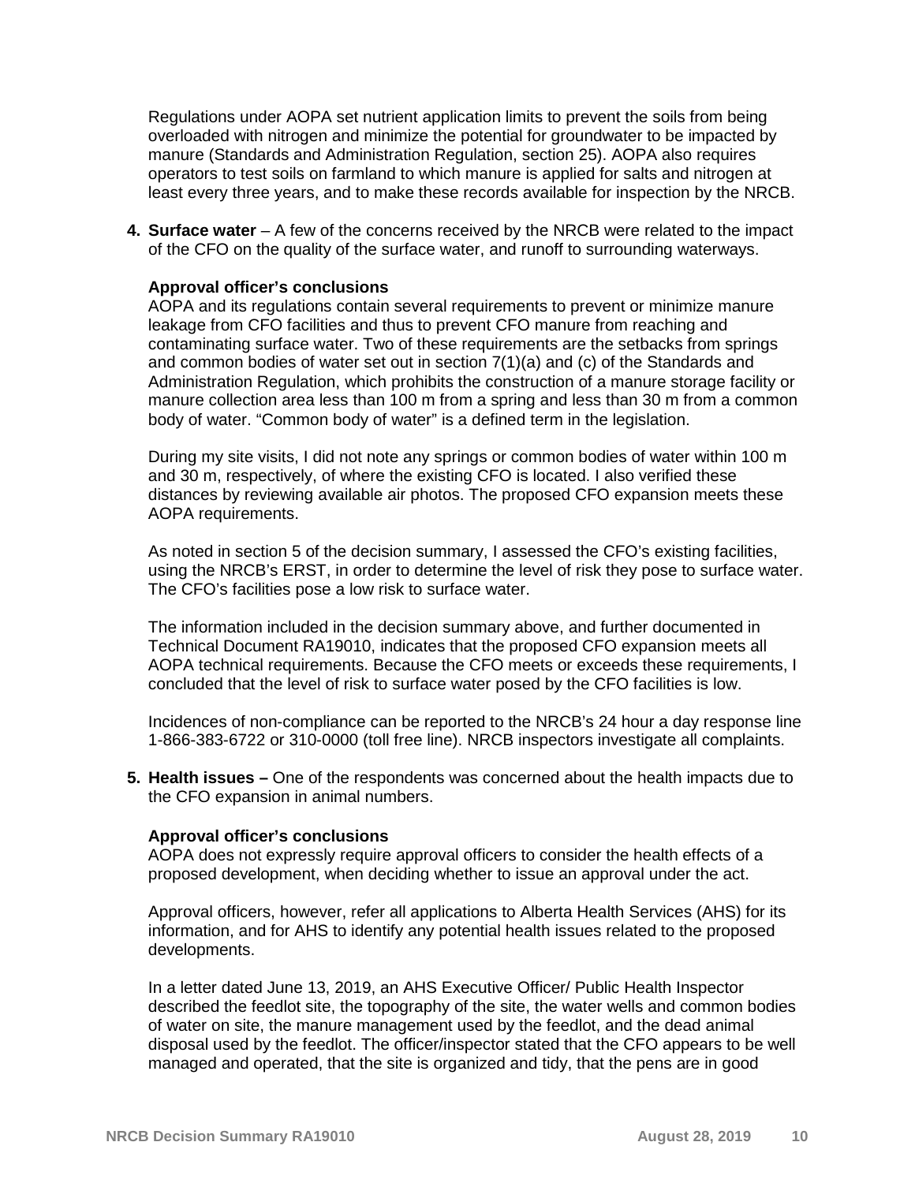Regulations under AOPA set nutrient application limits to prevent the soils from being overloaded with nitrogen and minimize the potential for groundwater to be impacted by manure (Standards and Administration Regulation, section 25). AOPA also requires operators to test soils on farmland to which manure is applied for salts and nitrogen at least every three years, and to make these records available for inspection by the NRCB.

4. **Surface water** – A few of the concerns received by the NRCB were related to the impact of the CFO on the quality of the surface water, and runoff to surrounding waterways.

   **Approval officer's conclusions**
   AOPA and its regulations contain several requirements to prevent or minimize manure leakage from CFO facilities and thus to prevent CFO manure from reaching and contaminating surface water. Two of these requirements are the setbacks from springs and common bodies of water set out in section 7(1)(a) and (c) of the Standards and Administration Regulation, which prohibits the construction of a manure storage facility or manure collection area less than 100 m from a spring and less than 30 m from a common body of water. "Common body of water" is a defined term in the legislation.

   During my site visits, I did not note any springs or common bodies of water within 100 m and 30 m, respectively, of where the existing CFO is located. I also verified these distances by reviewing available air photos. The proposed CFO expansion meets these AOPA requirements.

   As noted in section 5 of the decision summary, I assessed the CFO's existing facilities, using the NRCB's ERST, in order to determine the level of risk they pose to surface water. The CFO's facilities pose a low risk to surface water.

   The information included in the decision summary above, and further documented in Technical Document RA19010, indicates that the proposed CFO expansion meets all AOPA technical requirements. Because the CFO meets or exceeds these requirements, I concluded that the level of risk to surface water posed by the CFO facilities is low.

   Incidences of non-compliance can be reported to the NRCB's 24 hour a day response line 1-866-383-6722 or 310-0000 (toll free line). NRCB inspectors investigate all complaints.

5. **Health issues –** One of the respondents was concerned about the health impacts due to the CFO expansion in animal numbers.

   **Approval officer's conclusions**
   AOPA does not expressly require approval officers to consider the health effects of a proposed development, when deciding whether to issue an approval under the act.

   Approval officers, however, refer all applications to Alberta Health Services (AHS) for its information, and for AHS to identify any potential health issues related to the proposed developments.

   In a letter dated June 13, 2019, an AHS Executive Officer/ Public Health Inspector described the feedlot site, the topography of the site, the water wells and common bodies of water on site, the manure management used by the feedlot, and the dead animal disposal used by the feedlot. The officer/inspector stated that the CFO appears to be well managed and operated, that the site is organized and tidy, that the pens are in good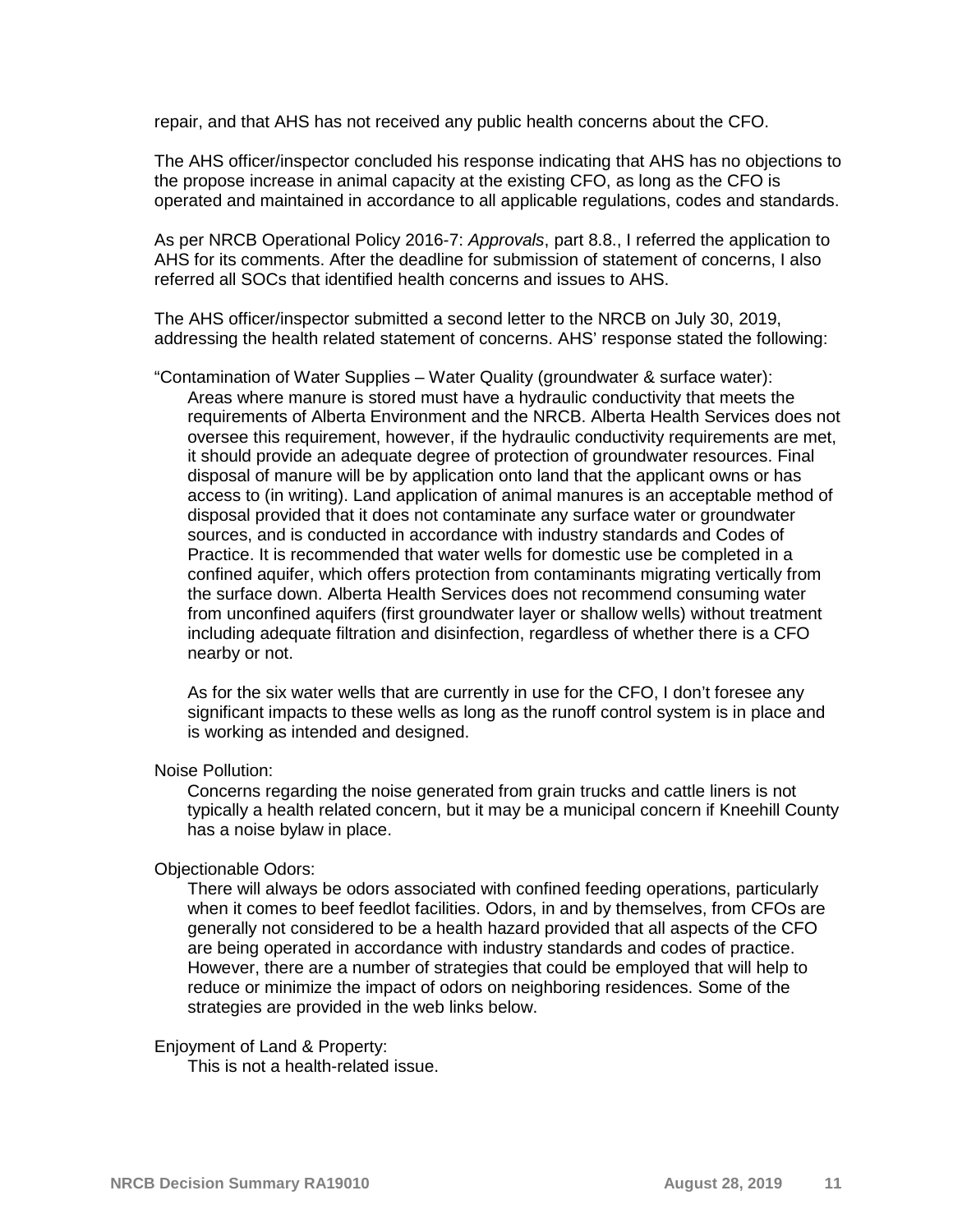repair, and that AHS has not received any public health concerns about the CFO.

The AHS officer/inspector concluded his response indicating that AHS has no objections to the propose increase in animal capacity at the existing CFO, as long as the CFO is operated and maintained in accordance to all applicable regulations, codes and standards.

As per NRCB Operational Policy 2016-7: *Approvals*, part 8.8., I referred the application to AHS for its comments. After the deadline for submission of statement of concerns, I also referred all SOCs that identified health concerns and issues to AHS.

The AHS officer/inspector submitted a second letter to the NRCB on July 30, 2019, addressing the health related statement of concerns. AHS' response stated the following:

"Contamination of Water Supplies – Water Quality (groundwater & surface water):

> Areas where manure is stored must have a hydraulic conductivity that meets the requirements of Alberta Environment and the NRCB. Alberta Health Services does not oversee this requirement, however, if the hydraulic conductivity requirements are met, it should provide an adequate degree of protection of groundwater resources. Final disposal of manure will be by application onto land that the applicant owns or has access to (in writing). Land application of animal manures is an acceptable method of disposal provided that it does not contaminate any surface water or groundwater sources, and is conducted in accordance with industry standards and Codes of Practice. It is recommended that water wells for domestic use be completed in a confined aquifer, which offers protection from contaminants migrating vertically from the surface down. Alberta Health Services does not recommend consuming water from unconfined aquifers (first groundwater layer or shallow wells) without treatment including adequate filtration and disinfection, regardless of whether there is a CFO nearby or not.
>
> As for the six water wells that are currently in use for the CFO, I don't foresee any significant impacts to these wells as long as the runoff control system is in place and is working as intended and designed.

Noise Pollution:

> Concerns regarding the noise generated from grain trucks and cattle liners is not typically a health related concern, but it may be a municipal concern if Kneehill County has a noise bylaw in place.

Objectionable Odors:

> There will always be odors associated with confined feeding operations, particularly when it comes to beef feedlot facilities. Odors, in and by themselves, from CFOs are generally not considered to be a health hazard provided that all aspects of the CFO are being operated in accordance with industry standards and codes of practice. However, there are a number of strategies that could be employed that will help to reduce or minimize the impact of odors on neighboring residences. Some of the strategies are provided in the web links below.

Enjoyment of Land & Property:

> This is not a health-related issue.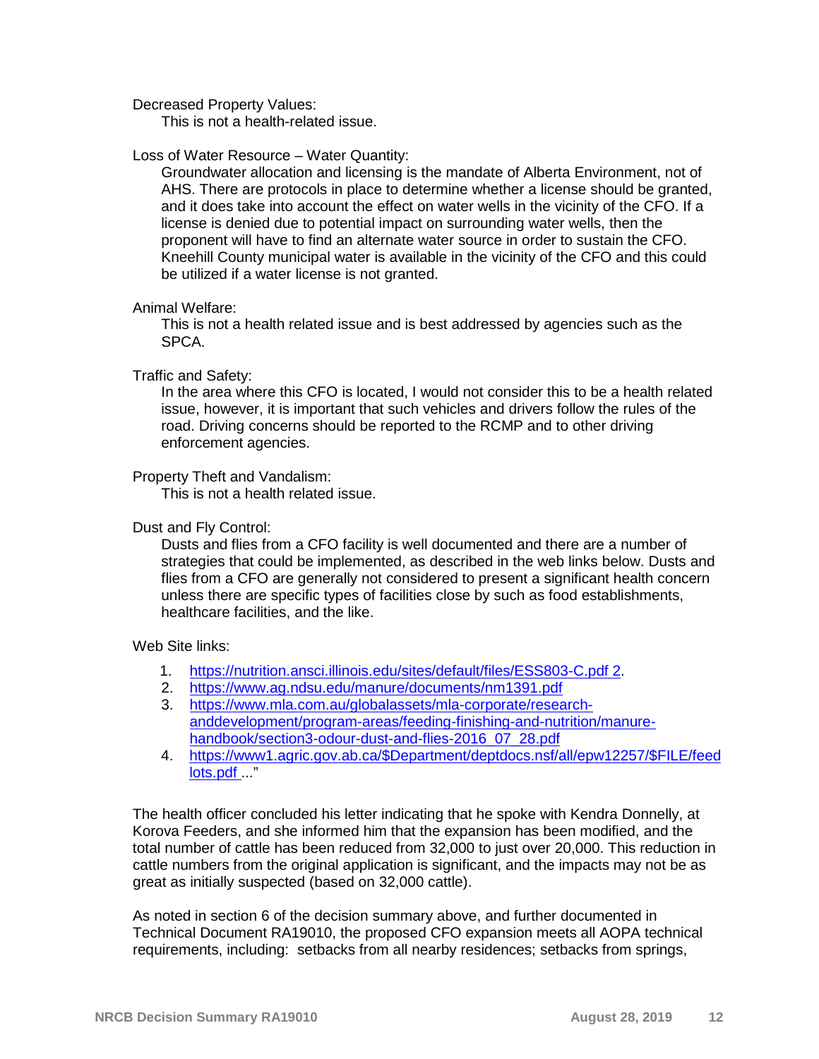Decreased Property Values:

This is not a health-related issue.

Loss of Water Resource – Water Quantity:

Groundwater allocation and licensing is the mandate of Alberta Environment, not of AHS. There are protocols in place to determine whether a license should be granted, and it does take into account the effect on water wells in the vicinity of the CFO. If a license is denied due to potential impact on surrounding water wells, then the proponent will have to find an alternate water source in order to sustain the CFO. Kneehill County municipal water is available in the vicinity of the CFO and this could be utilized if a water license is not granted.

Animal Welfare:

This is not a health related issue and is best addressed by agencies such as the SPCA.

Traffic and Safety:

In the area where this CFO is located, I would not consider this to be a health related issue, however, it is important that such vehicles and drivers follow the rules of the road. Driving concerns should be reported to the RCMP and to other driving enforcement agencies.

Property Theft and Vandalism:

This is not a health related issue.

Dust and Fly Control:

Dusts and flies from a CFO facility is well documented and there are a number of strategies that could be implemented, as described in the web links below. Dusts and flies from a CFO are generally not considered to present a significant health concern unless there are specific types of facilities close by such as food establishments, healthcare facilities, and the like.

Web Site links:

1. https://nutrition.ansci.illinois.edu/sites/default/files/ESS803-C.pdf 2.
2. https://www.ag.ndsu.edu/manure/documents/nm1391.pdf
3. https://www.mla.com.au/globalassets/mla-corporate/research-anddevelopment/program-areas/feeding-finishing-and-nutrition/manure-handbook/section3-odour-dust-and-flies-2016_07_28.pdf
4. https://www1.agric.gov.ab.ca/$Department/deptdocs.nsf/all/epw12257/$FILE/feedlots.pdf ..."

The health officer concluded his letter indicating that he spoke with Kendra Donnelly, at Korova Feeders, and she informed him that the expansion has been modified, and the total number of cattle has been reduced from 32,000 to just over 20,000. This reduction in cattle numbers from the original application is significant, and the impacts may not be as great as initially suspected (based on 32,000 cattle).

As noted in section 6 of the decision summary above, and further documented in Technical Document RA19010, the proposed CFO expansion meets all AOPA technical requirements, including: setbacks from all nearby residences; setbacks from springs,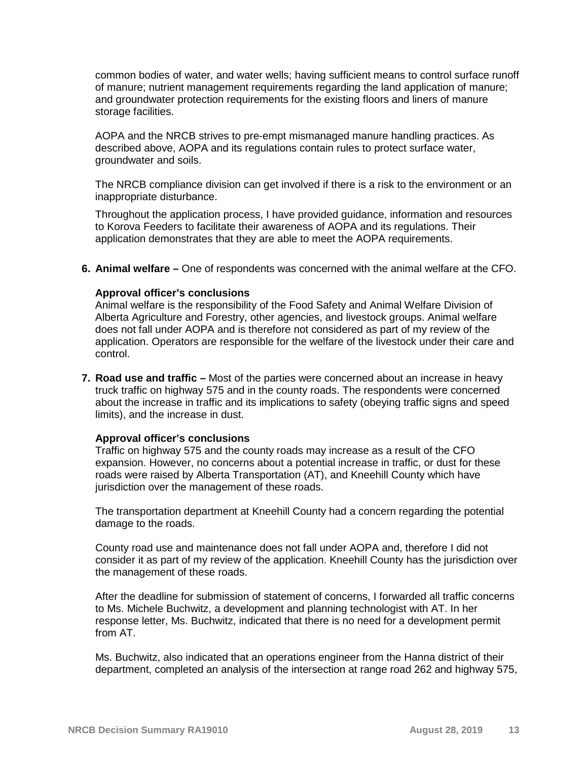common bodies of water, and water wells; having sufficient means to control surface runoff of manure; nutrient management requirements regarding the land application of manure; and groundwater protection requirements for the existing floors and liners of manure storage facilities.

AOPA and the NRCB strives to pre-empt mismanaged manure handling practices. As described above, AOPA and its regulations contain rules to protect surface water, groundwater and soils.

The NRCB compliance division can get involved if there is a risk to the environment or an inappropriate disturbance.

Throughout the application process, I have provided guidance, information and resources to Korova Feeders to facilitate their awareness of AOPA and its regulations. Their application demonstrates that they are able to meet the AOPA requirements.

6. **Animal welfare –** One of respondents was concerned with the animal welfare at the CFO.

   **Approval officer's conclusions**
   Animal welfare is the responsibility of the Food Safety and Animal Welfare Division of Alberta Agriculture and Forestry, other agencies, and livestock groups. Animal welfare does not fall under AOPA and is therefore not considered as part of my review of the application. Operators are responsible for the welfare of the livestock under their care and control.

7. **Road use and traffic –** Most of the parties were concerned about an increase in heavy truck traffic on highway 575 and in the county roads. The respondents were concerned about the increase in traffic and its implications to safety (obeying traffic signs and speed limits), and the increase in dust.

   **Approval officer's conclusions**
   Traffic on highway 575 and the county roads may increase as a result of the CFO expansion. However, no concerns about a potential increase in traffic, or dust for these roads were raised by Alberta Transportation (AT), and Kneehill County which have jurisdiction over the management of these roads.

   The transportation department at Kneehill County had a concern regarding the potential damage to the roads.

   County road use and maintenance does not fall under AOPA and, therefore I did not consider it as part of my review of the application. Kneehill County has the jurisdiction over the management of these roads.

   After the deadline for submission of statement of concerns, I forwarded all traffic concerns to Ms. Michele Buchwitz, a development and planning technologist with AT. In her response letter, Ms. Buchwitz, indicated that there is no need for a development permit from AT.

   Ms. Buchwitz, also indicated that an operations engineer from the Hanna district of their department, completed an analysis of the intersection at range road 262 and highway 575,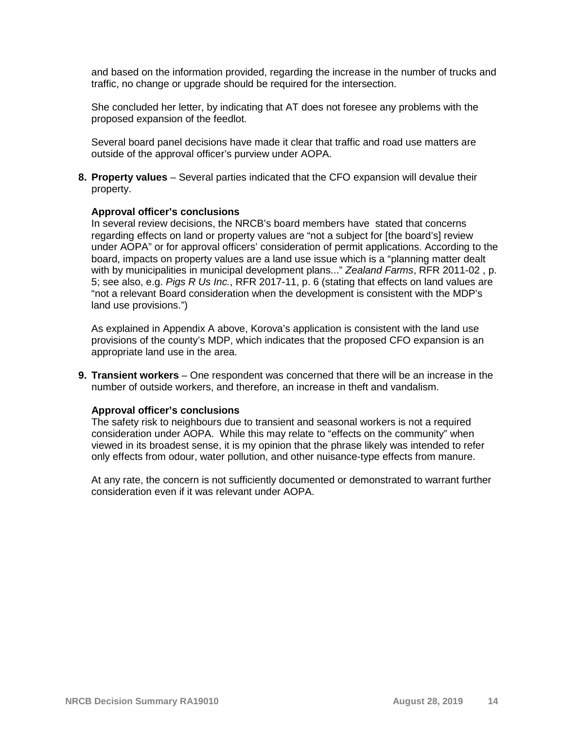and based on the information provided, regarding the increase in the number of trucks and traffic, no change or upgrade should be required for the intersection.

She concluded her letter, by indicating that AT does not foresee any problems with the proposed expansion of the feedlot.

Several board panel decisions have made it clear that traffic and road use matters are outside of the approval officer's purview under AOPA.

8. **Property values** – Several parties indicated that the CFO expansion will devalue their property.

   **Approval officer's conclusions**
   In several review decisions, the NRCB's board members have stated that concerns regarding effects on land or property values are "not a subject for [the board's] review under AOPA" or for approval officers' consideration of permit applications. According to the board, impacts on property values are a land use issue which is a "planning matter dealt with by municipalities in municipal development plans..." *Zealand Farms*, RFR 2011-02 , p. 5; see also, e.g. *Pigs R Us Inc.*, RFR 2017-11, p. 6 (stating that effects on land values are "not a relevant Board consideration when the development is consistent with the MDP's land use provisions.")

   As explained in Appendix A above, Korova's application is consistent with the land use provisions of the county's MDP, which indicates that the proposed CFO expansion is an appropriate land use in the area.

9. **Transient workers** – One respondent was concerned that there will be an increase in the number of outside workers, and therefore, an increase in theft and vandalism.

   **Approval officer's conclusions**
   The safety risk to neighbours due to transient and seasonal workers is not a required consideration under AOPA. While this may relate to "effects on the community" when viewed in its broadest sense, it is my opinion that the phrase likely was intended to refer only effects from odour, water pollution, and other nuisance-type effects from manure.

   At any rate, the concern is not sufficiently documented or demonstrated to warrant further consideration even if it was relevant under AOPA.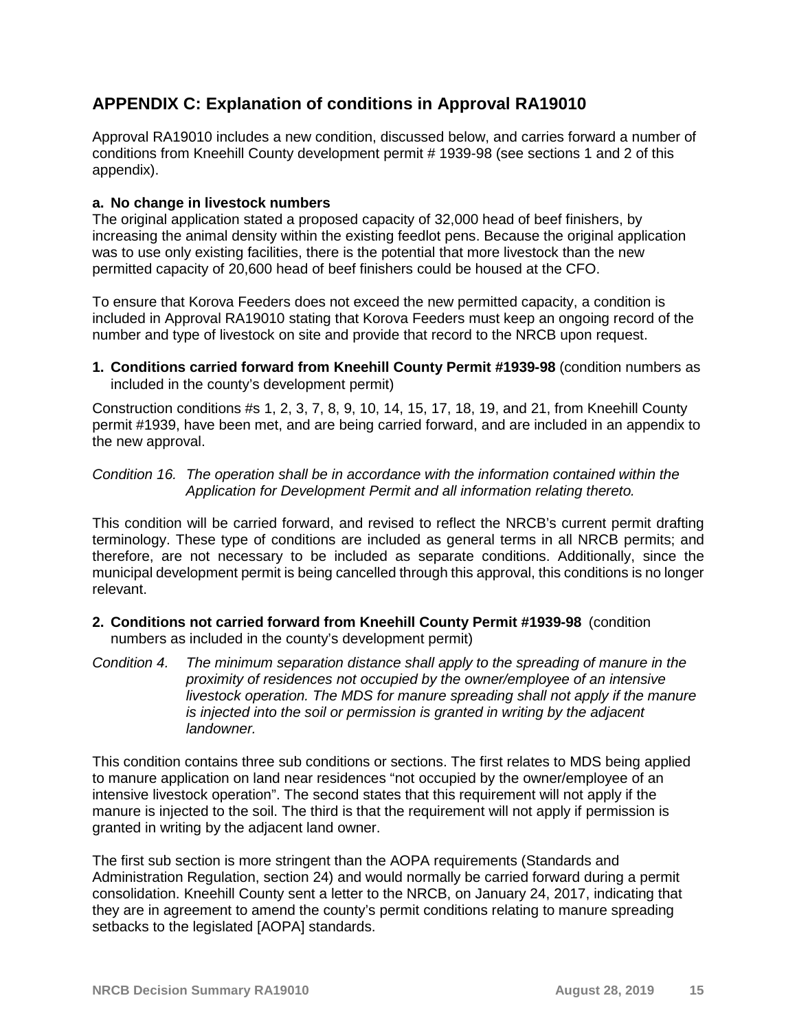## APPENDIX C: Explanation of conditions in Approval RA19010

Approval RA19010 includes a new condition, discussed below, and carries forward a number of conditions from Kneehill County development permit # 1939-98 (see sections 1 and 2 of this appendix).

**a. No change in livestock numbers**

The original application stated a proposed capacity of 32,000 head of beef finishers, by increasing the animal density within the existing feedlot pens. Because the original application was to use only existing facilities, there is the potential that more livestock than the new permitted capacity of 20,600 head of beef finishers could be housed at the CFO.

To ensure that Korova Feeders does not exceed the new permitted capacity, a condition is included in Approval RA19010 stating that Korova Feeders must keep an ongoing record of the number and type of livestock on site and provide that record to the NRCB upon request.

**1. Conditions carried forward from Kneehill County Permit #1939-98** (condition numbers as included in the county's development permit)

Construction conditions #s 1, 2, 3, 7, 8, 9, 10, 14, 15, 17, 18, 19, and 21, from Kneehill County permit #1939, have been met, and are being carried forward, and are included in an appendix to the new approval.

*Condition 16. The operation shall be in accordance with the information contained within the Application for Development Permit and all information relating thereto.*

This condition will be carried forward, and revised to reflect the NRCB's current permit drafting terminology. These type of conditions are included as general terms in all NRCB permits; and therefore, are not necessary to be included as separate conditions. Additionally, since the municipal development permit is being cancelled through this approval, this conditions is no longer relevant.

**2. Conditions not carried forward from Kneehill County Permit #1939-98** (condition numbers as included in the county's development permit)

*Condition 4. The minimum separation distance shall apply to the spreading of manure in the proximity of residences not occupied by the owner/employee of an intensive livestock operation. The MDS for manure spreading shall not apply if the manure is injected into the soil or permission is granted in writing by the adjacent landowner.*

This condition contains three sub conditions or sections. The first relates to MDS being applied to manure application on land near residences "not occupied by the owner/employee of an intensive livestock operation". The second states that this requirement will not apply if the manure is injected to the soil. The third is that the requirement will not apply if permission is granted in writing by the adjacent land owner.

The first sub section is more stringent than the AOPA requirements (Standards and Administration Regulation, section 24) and would normally be carried forward during a permit consolidation. Kneehill County sent a letter to the NRCB, on January 24, 2017, indicating that they are in agreement to amend the county's permit conditions relating to manure spreading setbacks to the legislated [AOPA] standards.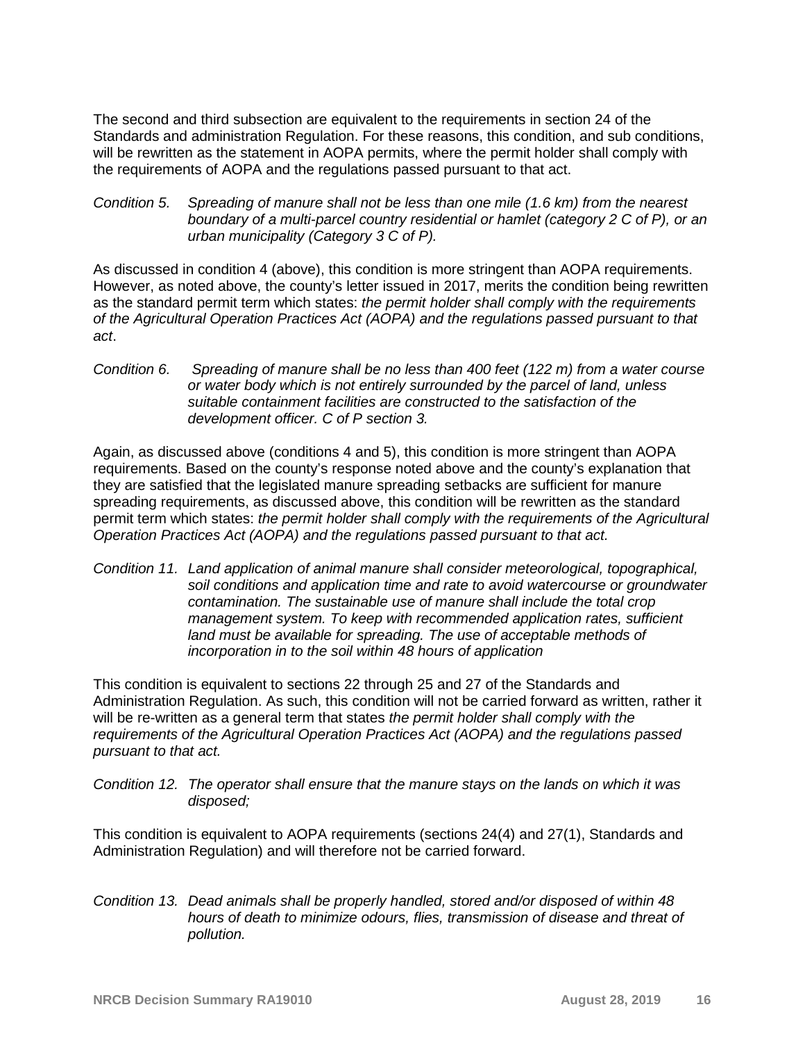The second and third subsection are equivalent to the requirements in section 24 of the Standards and administration Regulation. For these reasons, this condition, and sub conditions, will be rewritten as the statement in AOPA permits, where the permit holder shall comply with the requirements of AOPA and the regulations passed pursuant to that act.

*Condition 5. Spreading of manure shall not be less than one mile (1.6 km) from the nearest boundary of a multi-parcel country residential or hamlet (category 2 C of P), or an urban municipality (Category 3 C of P).*

As discussed in condition 4 (above), this condition is more stringent than AOPA requirements. However, as noted above, the county's letter issued in 2017, merits the condition being rewritten as the standard permit term which states: *the permit holder shall comply with the requirements of the Agricultural Operation Practices Act (AOPA) and the regulations passed pursuant to that act*.

*Condition 6. Spreading of manure shall be no less than 400 feet (122 m) from a water course or water body which is not entirely surrounded by the parcel of land, unless suitable containment facilities are constructed to the satisfaction of the development officer. C of P section 3.*

Again, as discussed above (conditions 4 and 5), this condition is more stringent than AOPA requirements. Based on the county's response noted above and the county's explanation that they are satisfied that the legislated manure spreading setbacks are sufficient for manure spreading requirements, as discussed above, this condition will be rewritten as the standard permit term which states: *the permit holder shall comply with the requirements of the Agricultural Operation Practices Act (AOPA) and the regulations passed pursuant to that act.*

*Condition 11. Land application of animal manure shall consider meteorological, topographical, soil conditions and application time and rate to avoid watercourse or groundwater contamination. The sustainable use of manure shall include the total crop management system. To keep with recommended application rates, sufficient land must be available for spreading. The use of acceptable methods of incorporation in to the soil within 48 hours of application*

This condition is equivalent to sections 22 through 25 and 27 of the Standards and Administration Regulation. As such, this condition will not be carried forward as written, rather it will be re-written as a general term that states *the permit holder shall comply with the requirements of the Agricultural Operation Practices Act (AOPA) and the regulations passed pursuant to that act.*

*Condition 12. The operator shall ensure that the manure stays on the lands on which it was disposed;*

This condition is equivalent to AOPA requirements (sections 24(4) and 27(1), Standards and Administration Regulation) and will therefore not be carried forward.

*Condition 13. Dead animals shall be properly handled, stored and/or disposed of within 48 hours of death to minimize odours, flies, transmission of disease and threat of pollution.*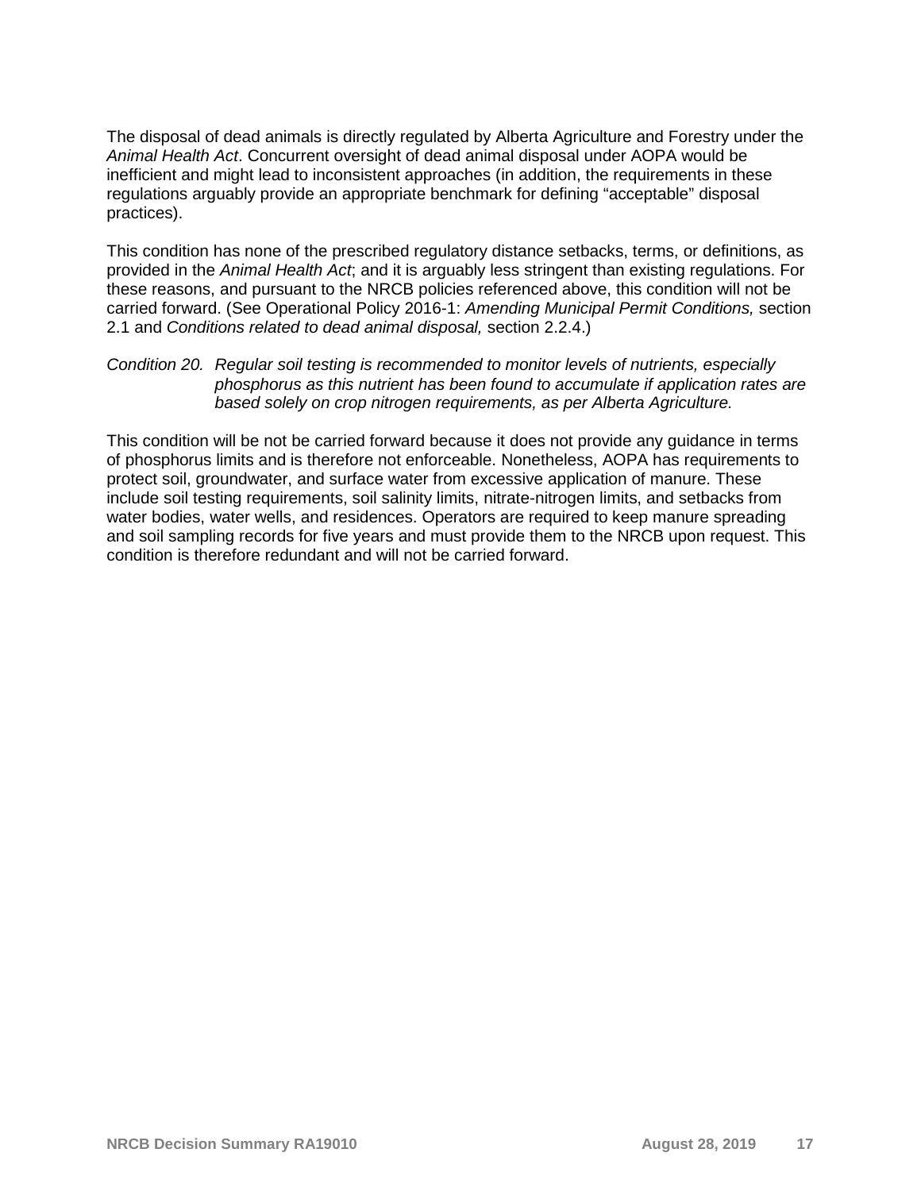The disposal of dead animals is directly regulated by Alberta Agriculture and Forestry under the *Animal Health Act*. Concurrent oversight of dead animal disposal under AOPA would be inefficient and might lead to inconsistent approaches (in addition, the requirements in these regulations arguably provide an appropriate benchmark for defining "acceptable" disposal practices).

This condition has none of the prescribed regulatory distance setbacks, terms, or definitions, as provided in the *Animal Health Act*; and it is arguably less stringent than existing regulations. For these reasons, and pursuant to the NRCB policies referenced above, this condition will not be carried forward. (See Operational Policy 2016-1: *Amending Municipal Permit Conditions,* section 2.1 and *Conditions related to dead animal disposal,* section 2.2.4.)

*Condition 20. Regular soil testing is recommended to monitor levels of nutrients, especially phosphorus as this nutrient has been found to accumulate if application rates are based solely on crop nitrogen requirements, as per Alberta Agriculture.*

This condition will be not be carried forward because it does not provide any guidance in terms of phosphorus limits and is therefore not enforceable. Nonetheless, AOPA has requirements to protect soil, groundwater, and surface water from excessive application of manure. These include soil testing requirements, soil salinity limits, nitrate-nitrogen limits, and setbacks from water bodies, water wells, and residences. Operators are required to keep manure spreading and soil sampling records for five years and must provide them to the NRCB upon request. This condition is therefore redundant and will not be carried forward.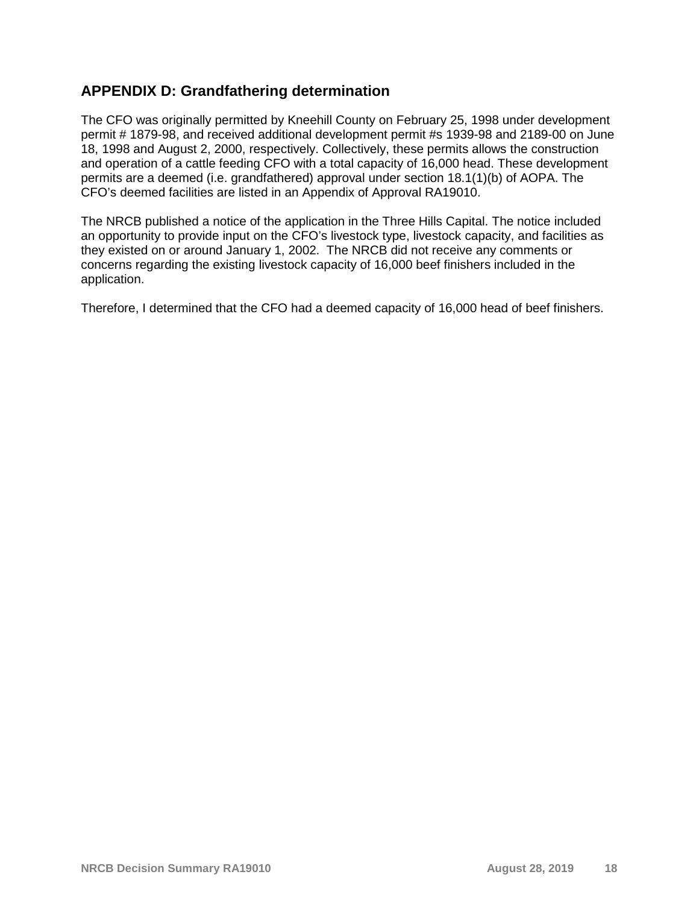## APPENDIX D: Grandfathering determination

The CFO was originally permitted by Kneehill County on February 25, 1998 under development permit # 1879-98, and received additional development permit #s 1939-98 and 2189-00 on June 18, 1998 and August 2, 2000, respectively. Collectively, these permits allows the construction and operation of a cattle feeding CFO with a total capacity of 16,000 head. These development permits are a deemed (i.e. grandfathered) approval under section 18.1(1)(b) of AOPA. The CFO's deemed facilities are listed in an Appendix of Approval RA19010.

The NRCB published a notice of the application in the Three Hills Capital. The notice included an opportunity to provide input on the CFO's livestock type, livestock capacity, and facilities as they existed on or around January 1, 2002. The NRCB did not receive any comments or concerns regarding the existing livestock capacity of 16,000 beef finishers included in the application.

Therefore, I determined that the CFO had a deemed capacity of 16,000 head of beef finishers.